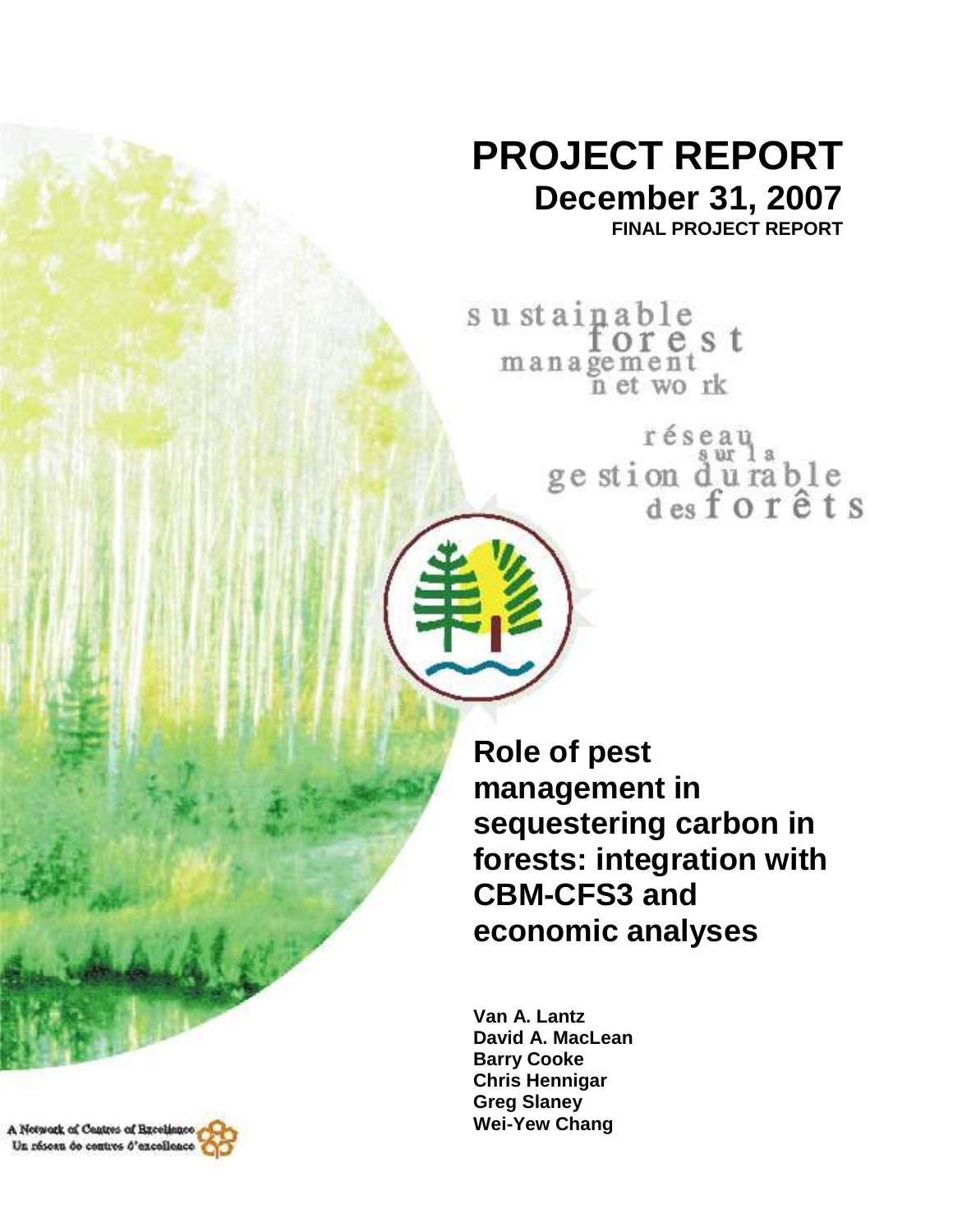# PROJECT REPORT

## December 31, 2007

**FINAL PROJECT REPORT**

sustainable forest management network

réseau sur la gestion durable des forêts

# Role of pest management in sequestering carbon in forests: integration with CBM-CFS3 and economic analyses

**Van A. Lantz**
**David A. MacLean**
**Barry Cooke**
**Chris Hennigar**
**Greg Slaney**
**Wei-Yew Chang**

A Network of Centres of Excellence
Un réseau de centres d'excellence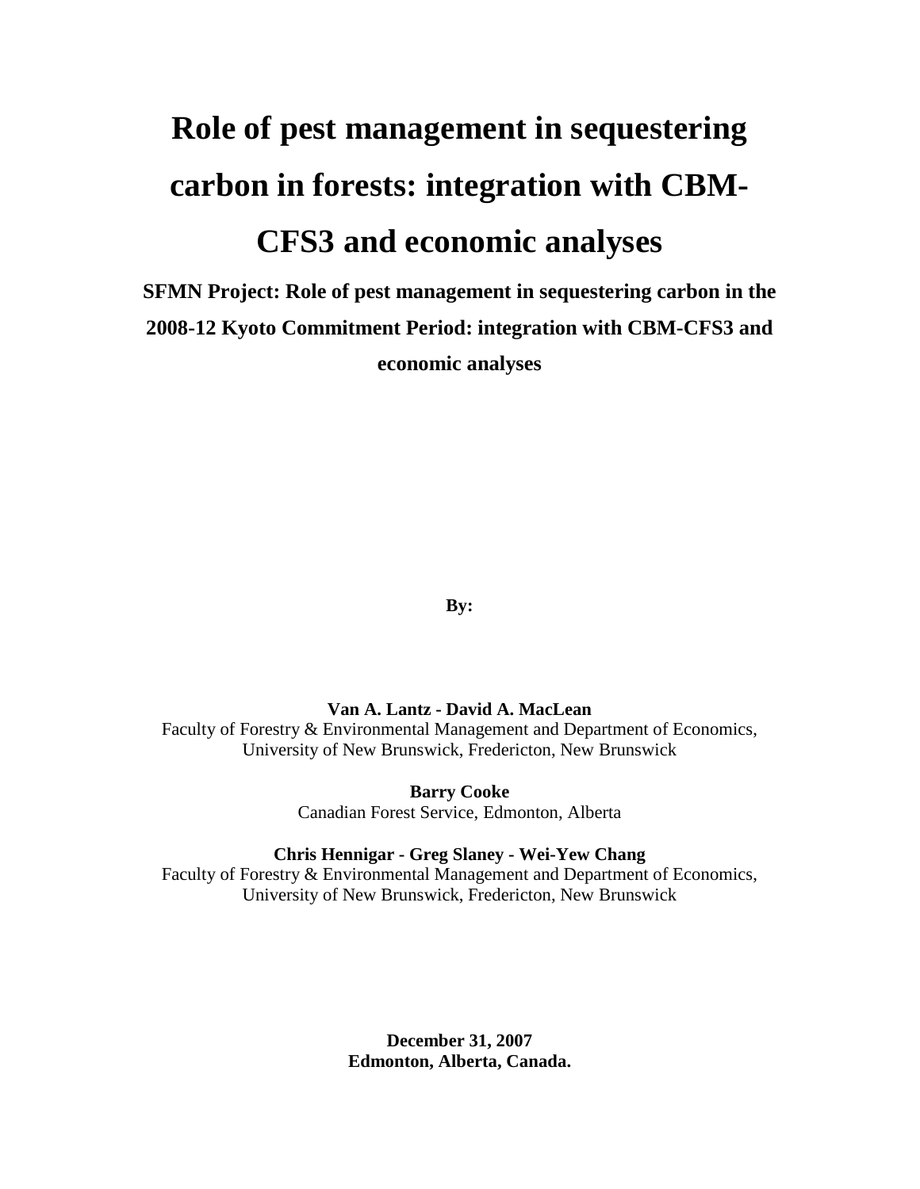# Role of pest management in sequestering carbon in forests: integration with CBM-CFS3 and economic analyses

**SFMN Project: Role of pest management in sequestering carbon in the 2008-12 Kyoto Commitment Period: integration with CBM-CFS3 and economic analyses**

**By:**

**Van A. Lantz - David A. MacLean**
Faculty of Forestry & Environmental Management and Department of Economics,
University of New Brunswick, Fredericton, New Brunswick

**Barry Cooke**
Canadian Forest Service, Edmonton, Alberta

**Chris Hennigar - Greg Slaney - Wei-Yew Chang**
Faculty of Forestry & Environmental Management and Department of Economics,
University of New Brunswick, Fredericton, New Brunswick

**December 31, 2007**
**Edmonton, Alberta, Canada.**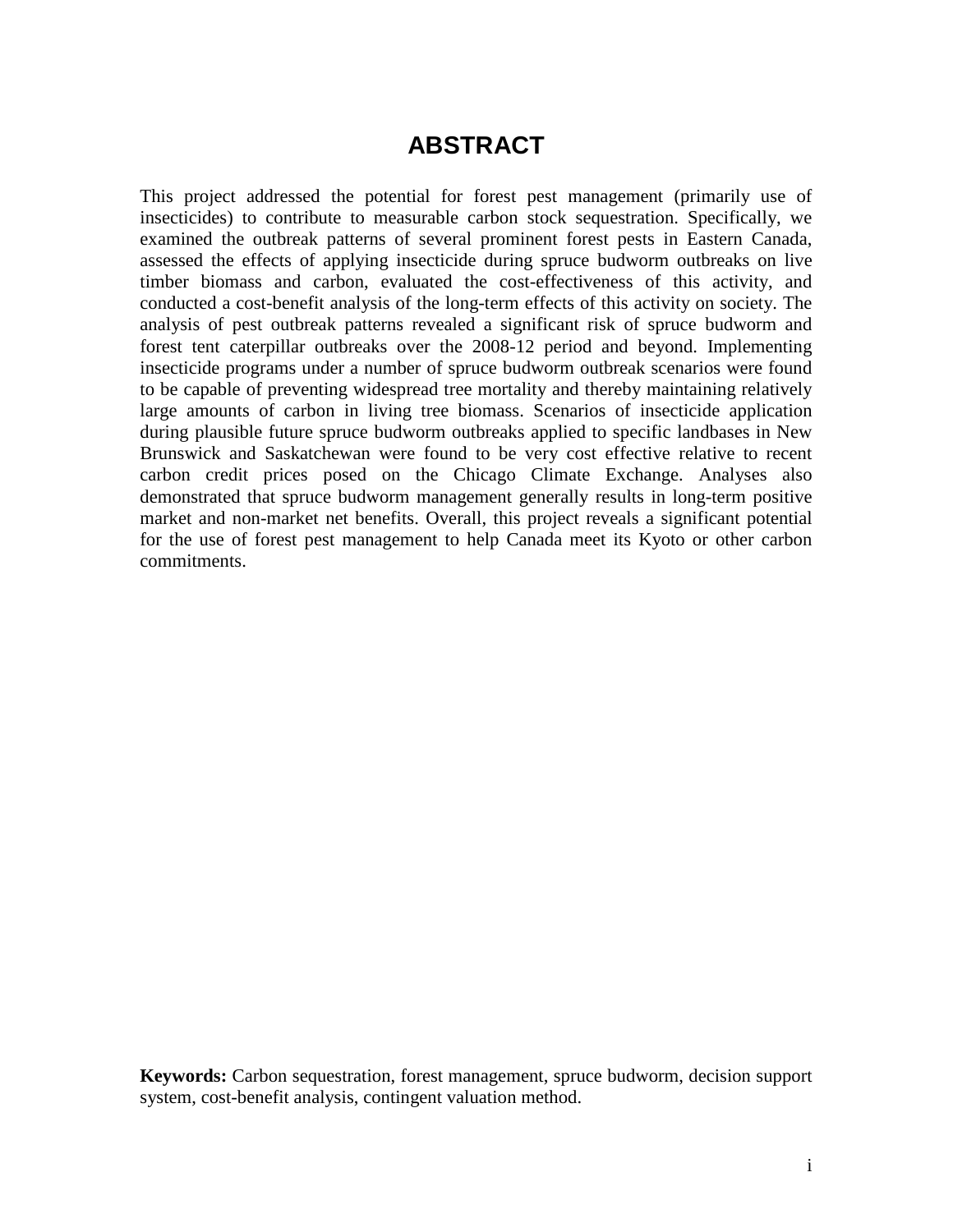# ABSTRACT

This project addressed the potential for forest pest management (primarily use of insecticides) to contribute to measurable carbon stock sequestration. Specifically, we examined the outbreak patterns of several prominent forest pests in Eastern Canada, assessed the effects of applying insecticide during spruce budworm outbreaks on live timber biomass and carbon, evaluated the cost-effectiveness of this activity, and conducted a cost-benefit analysis of the long-term effects of this activity on society. The analysis of pest outbreak patterns revealed a significant risk of spruce budworm and forest tent caterpillar outbreaks over the 2008-12 period and beyond. Implementing insecticide programs under a number of spruce budworm outbreak scenarios were found to be capable of preventing widespread tree mortality and thereby maintaining relatively large amounts of carbon in living tree biomass. Scenarios of insecticide application during plausible future spruce budworm outbreaks applied to specific landbases in New Brunswick and Saskatchewan were found to be very cost effective relative to recent carbon credit prices posed on the Chicago Climate Exchange. Analyses also demonstrated that spruce budworm management generally results in long-term positive market and non-market net benefits. Overall, this project reveals a significant potential for the use of forest pest management to help Canada meet its Kyoto or other carbon commitments.

**Keywords:** Carbon sequestration, forest management, spruce budworm, decision support system, cost-benefit analysis, contingent valuation method.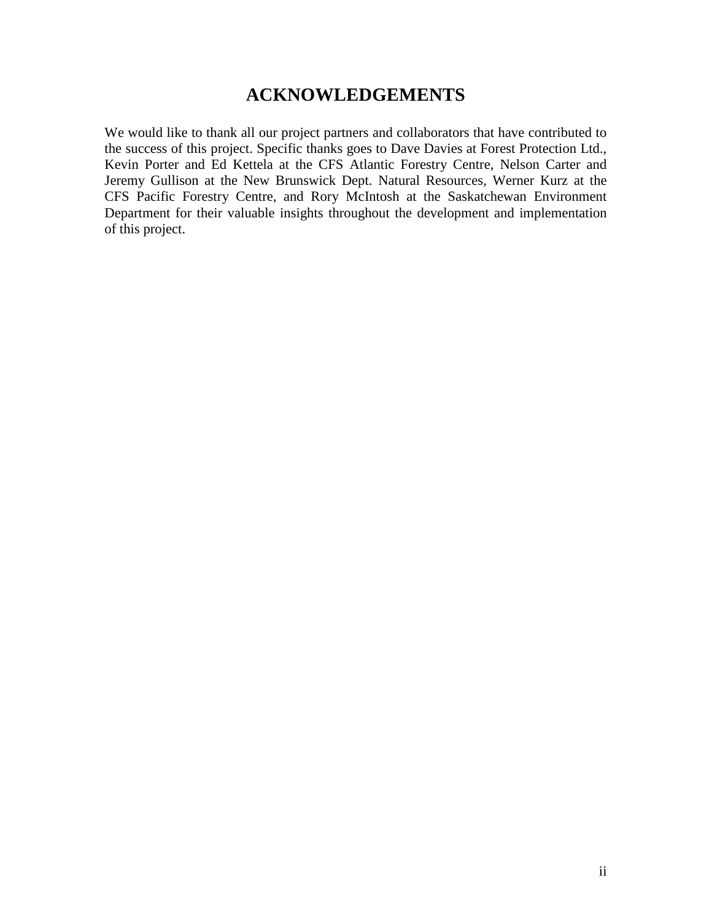# ACKNOWLEDGEMENTS

We would like to thank all our project partners and collaborators that have contributed to the success of this project. Specific thanks goes to Dave Davies at Forest Protection Ltd., Kevin Porter and Ed Kettela at the CFS Atlantic Forestry Centre, Nelson Carter and Jeremy Gullison at the New Brunswick Dept. Natural Resources, Werner Kurz at the CFS Pacific Forestry Centre, and Rory McIntosh at the Saskatchewan Environment Department for their valuable insights throughout the development and implementation of this project.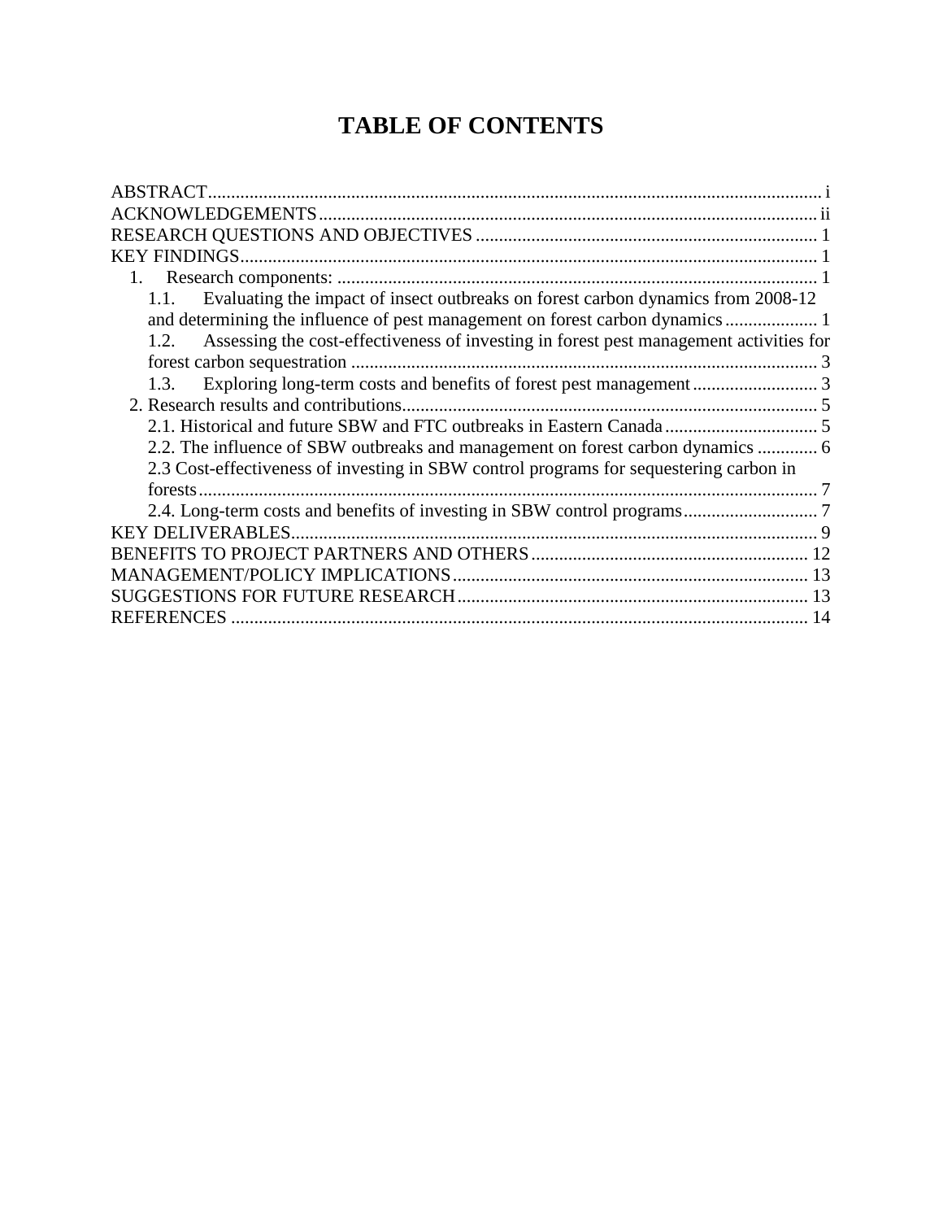# TABLE OF CONTENTS

ABSTRACT .................................................................................................................................. i
ACKNOWLEDGEMENTS ........................................................................................................... ii
RESEARCH QUESTIONS AND OBJECTIVES ......................................................................... 1
KEY FINDINGS ............................................................................................................................ 1
- 1. Research components: ........................................................................................................ 1
  - 1.1. Evaluating the impact of insect outbreaks on forest carbon dynamics from 2008-12 and determining the influence of pest management on forest carbon dynamics .................... 1
  - 1.2. Assessing the cost-effectiveness of investing in forest pest management activities for forest carbon sequestration .................................................................................................... 3
  - 1.3. Exploring long-term costs and benefits of forest pest management ........................... 3
- 2. Research results and contributions ........................................................................................ 5
  - 2.1. Historical and future SBW and FTC outbreaks in Eastern Canada ................................. 5
  - 2.2. The influence of SBW outbreaks and management on forest carbon dynamics ............. 6
  - 2.3 Cost-effectiveness of investing in SBW control programs for sequestering carbon in forests ..................................................................................................................................... 7
  - 2.4. Long-term costs and benefits of investing in SBW control programs ............................. 7

KEY DELIVERABLES ................................................................................................................. 9
BENEFITS TO PROJECT PARTNERS AND OTHERS ............................................................ 12
MANAGEMENT/POLICY IMPLICATIONS ............................................................................ 13
SUGGESTIONS FOR FUTURE RESEARCH ........................................................................... 13
REFERENCES ............................................................................................................................ 14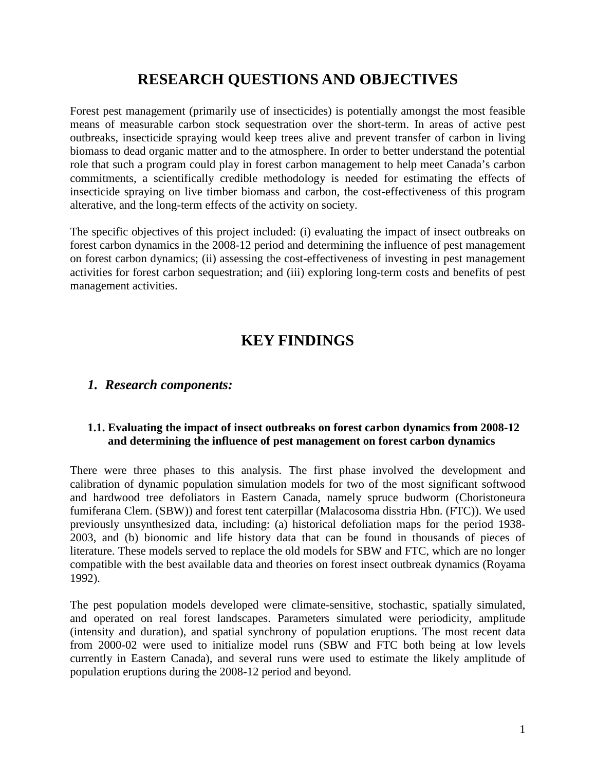# RESEARCH QUESTIONS AND OBJECTIVES

Forest pest management (primarily use of insecticides) is potentially amongst the most feasible means of measurable carbon stock sequestration over the short-term. In areas of active pest outbreaks, insecticide spraying would keep trees alive and prevent transfer of carbon in living biomass to dead organic matter and to the atmosphere. In order to better understand the potential role that such a program could play in forest carbon management to help meet Canada's carbon commitments, a scientifically credible methodology is needed for estimating the effects of insecticide spraying on live timber biomass and carbon, the cost-effectiveness of this program alterative, and the long-term effects of the activity on society.

The specific objectives of this project included: (i) evaluating the impact of insect outbreaks on forest carbon dynamics in the 2008-12 period and determining the influence of pest management on forest carbon dynamics; (ii) assessing the cost-effectiveness of investing in pest management activities for forest carbon sequestration; and (iii) exploring long-term costs and benefits of pest management activities.

# KEY FINDINGS

## *1. Research components:*

### 1.1. Evaluating the impact of insect outbreaks on forest carbon dynamics from 2008-12 and determining the influence of pest management on forest carbon dynamics

There were three phases to this analysis. The first phase involved the development and calibration of dynamic population simulation models for two of the most significant softwood and hardwood tree defoliators in Eastern Canada, namely spruce budworm (Choristoneura fumiferana Clem. (SBW)) and forest tent caterpillar (Malacosoma disstria Hbn. (FTC)). We used previously unsynthesized data, including: (a) historical defoliation maps for the period 1938-2003, and (b) bionomic and life history data that can be found in thousands of pieces of literature. These models served to replace the old models for SBW and FTC, which are no longer compatible with the best available data and theories on forest insect outbreak dynamics (Royama 1992).

The pest population models developed were climate-sensitive, stochastic, spatially simulated, and operated on real forest landscapes. Parameters simulated were periodicity, amplitude (intensity and duration), and spatial synchrony of population eruptions. The most recent data from 2000-02 were used to initialize model runs (SBW and FTC both being at low levels currently in Eastern Canada), and several runs were used to estimate the likely amplitude of population eruptions during the 2008-12 period and beyond.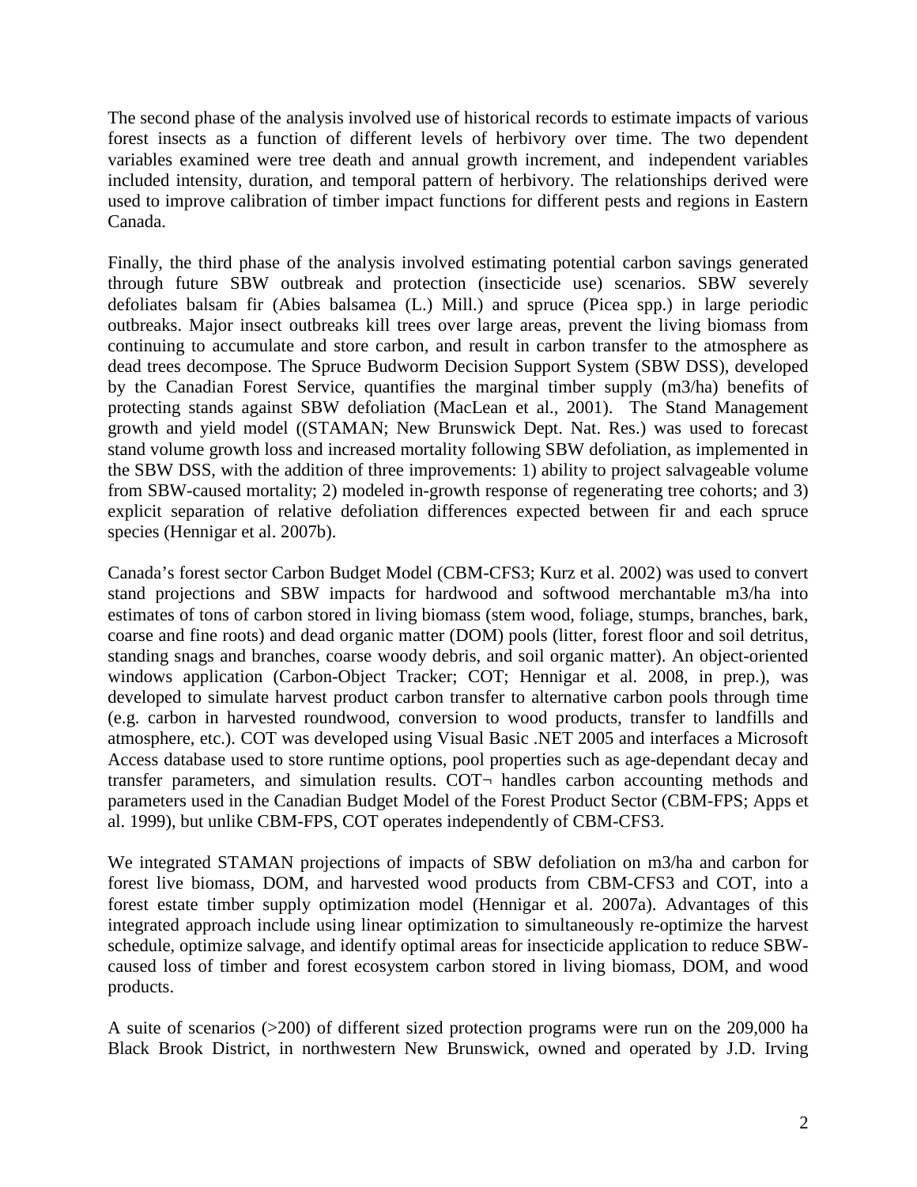The second phase of the analysis involved use of historical records to estimate impacts of various forest insects as a function of different levels of herbivory over time. The two dependent variables examined were tree death and annual growth increment, and independent variables included intensity, duration, and temporal pattern of herbivory. The relationships derived were used to improve calibration of timber impact functions for different pests and regions in Eastern Canada.

Finally, the third phase of the analysis involved estimating potential carbon savings generated through future SBW outbreak and protection (insecticide use) scenarios. SBW severely defoliates balsam fir (Abies balsamea (L.) Mill.) and spruce (Picea spp.) in large periodic outbreaks. Major insect outbreaks kill trees over large areas, prevent the living biomass from continuing to accumulate and store carbon, and result in carbon transfer to the atmosphere as dead trees decompose. The Spruce Budworm Decision Support System (SBW DSS), developed by the Canadian Forest Service, quantifies the marginal timber supply (m3/ha) benefits of protecting stands against SBW defoliation (MacLean et al., 2001). The Stand Management growth and yield model ((STAMAN; New Brunswick Dept. Nat. Res.) was used to forecast stand volume growth loss and increased mortality following SBW defoliation, as implemented in the SBW DSS, with the addition of three improvements: 1) ability to project salvageable volume from SBW-caused mortality; 2) modeled in-growth response of regenerating tree cohorts; and 3) explicit separation of relative defoliation differences expected between fir and each spruce species (Hennigar et al. 2007b).

Canada's forest sector Carbon Budget Model (CBM-CFS3; Kurz et al. 2002) was used to convert stand projections and SBW impacts for hardwood and softwood merchantable m3/ha into estimates of tons of carbon stored in living biomass (stem wood, foliage, stumps, branches, bark, coarse and fine roots) and dead organic matter (DOM) pools (litter, forest floor and soil detritus, standing snags and branches, coarse woody debris, and soil organic matter). An object-oriented windows application (Carbon-Object Tracker; COT; Hennigar et al. 2008, in prep.), was developed to simulate harvest product carbon transfer to alternative carbon pools through time (e.g. carbon in harvested roundwood, conversion to wood products, transfer to landfills and atmosphere, etc.). COT was developed using Visual Basic .NET 2005 and interfaces a Microsoft Access database used to store runtime options, pool properties such as age-dependant decay and transfer parameters, and simulation results. COT¬ handles carbon accounting methods and parameters used in the Canadian Budget Model of the Forest Product Sector (CBM-FPS; Apps et al. 1999), but unlike CBM-FPS, COT operates independently of CBM-CFS3.

We integrated STAMAN projections of impacts of SBW defoliation on m3/ha and carbon for forest live biomass, DOM, and harvested wood products from CBM-CFS3 and COT, into a forest estate timber supply optimization model (Hennigar et al. 2007a). Advantages of this integrated approach include using linear optimization to simultaneously re-optimize the harvest schedule, optimize salvage, and identify optimal areas for insecticide application to reduce SBW-caused loss of timber and forest ecosystem carbon stored in living biomass, DOM, and wood products.

A suite of scenarios (>200) of different sized protection programs were run on the 209,000 ha Black Brook District, in northwestern New Brunswick, owned and operated by J.D. Irving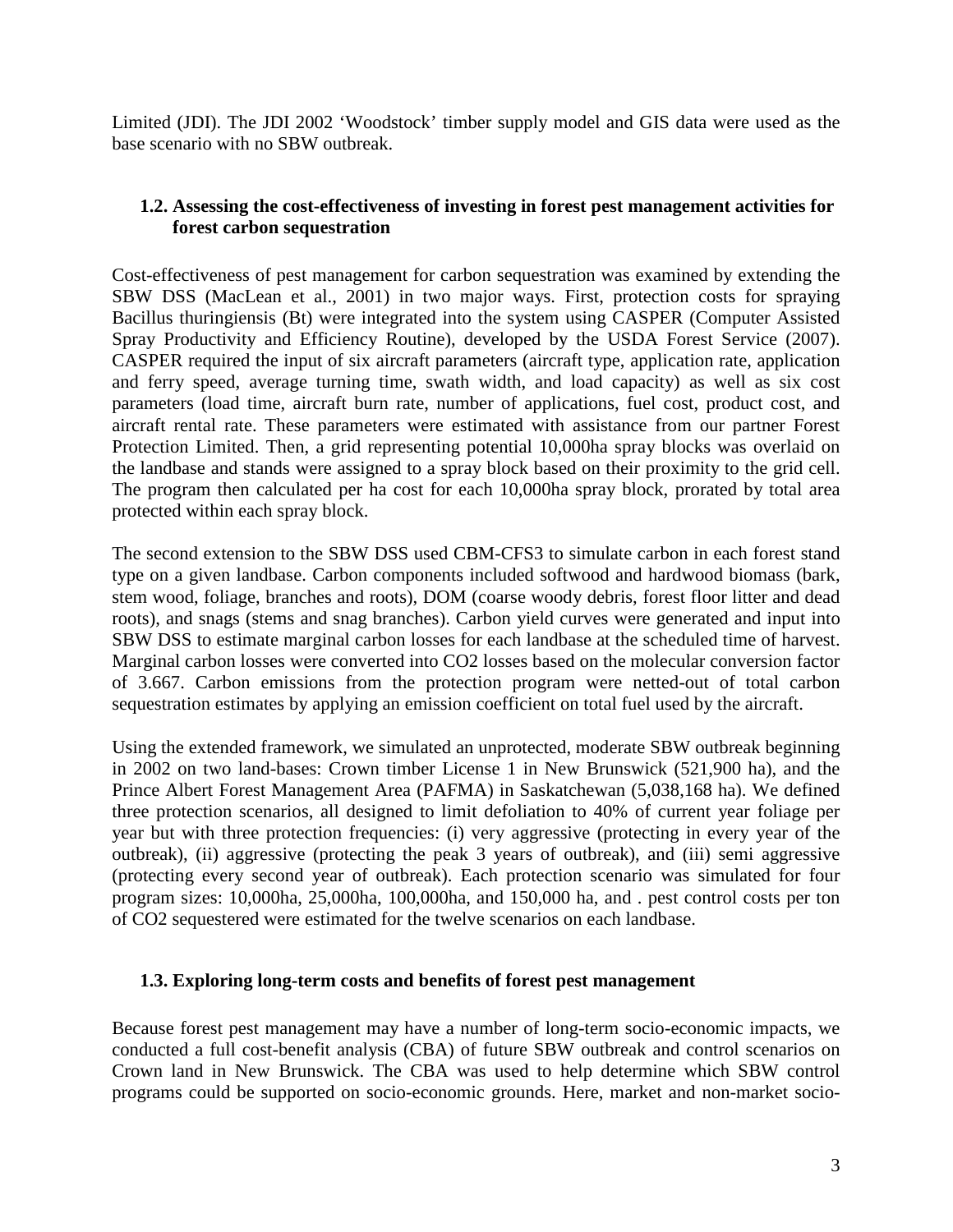Limited (JDI). The JDI 2002 'Woodstock' timber supply model and GIS data were used as the base scenario with no SBW outbreak.

### 1.2. Assessing the cost-effectiveness of investing in forest pest management activities for forest carbon sequestration

Cost-effectiveness of pest management for carbon sequestration was examined by extending the SBW DSS (MacLean et al., 2001) in two major ways. First, protection costs for spraying Bacillus thuringiensis (Bt) were integrated into the system using CASPER (Computer Assisted Spray Productivity and Efficiency Routine), developed by the USDA Forest Service (2007). CASPER required the input of six aircraft parameters (aircraft type, application rate, application and ferry speed, average turning time, swath width, and load capacity) as well as six cost parameters (load time, aircraft burn rate, number of applications, fuel cost, product cost, and aircraft rental rate. These parameters were estimated with assistance from our partner Forest Protection Limited. Then, a grid representing potential 10,000ha spray blocks was overlaid on the landbase and stands were assigned to a spray block based on their proximity to the grid cell. The program then calculated per ha cost for each 10,000ha spray block, prorated by total area protected within each spray block.

The second extension to the SBW DSS used CBM-CFS3 to simulate carbon in each forest stand type on a given landbase. Carbon components included softwood and hardwood biomass (bark, stem wood, foliage, branches and roots), DOM (coarse woody debris, forest floor litter and dead roots), and snags (stems and snag branches). Carbon yield curves were generated and input into SBW DSS to estimate marginal carbon losses for each landbase at the scheduled time of harvest. Marginal carbon losses were converted into $CO_2$ losses based on the molecular conversion factor of 3.667. Carbon emissions from the protection program were netted-out of total carbon sequestration estimates by applying an emission coefficient on total fuel used by the aircraft.

Using the extended framework, we simulated an unprotected, moderate SBW outbreak beginning in 2002 on two land-bases: Crown timber License 1 in New Brunswick (521,900 ha), and the Prince Albert Forest Management Area (PAFMA) in Saskatchewan (5,038,168 ha). We defined three protection scenarios, all designed to limit defoliation to 40% of current year foliage per year but with three protection frequencies: (i) very aggressive (protecting in every year of the outbreak), (ii) aggressive (protecting the peak 3 years of outbreak), and (iii) semi aggressive (protecting every second year of outbreak). Each protection scenario was simulated for four program sizes: 10,000ha, 25,000ha, 100,000ha, and 150,000 ha, and . pest control costs per ton of $CO_2$ sequestered were estimated for the twelve scenarios on each landbase.

### 1.3. Exploring long-term costs and benefits of forest pest management

Because forest pest management may have a number of long-term socio-economic impacts, we conducted a full cost-benefit analysis (CBA) of future SBW outbreak and control scenarios on Crown land in New Brunswick. The CBA was used to help determine which SBW control programs could be supported on socio-economic grounds. Here, market and non-market socio-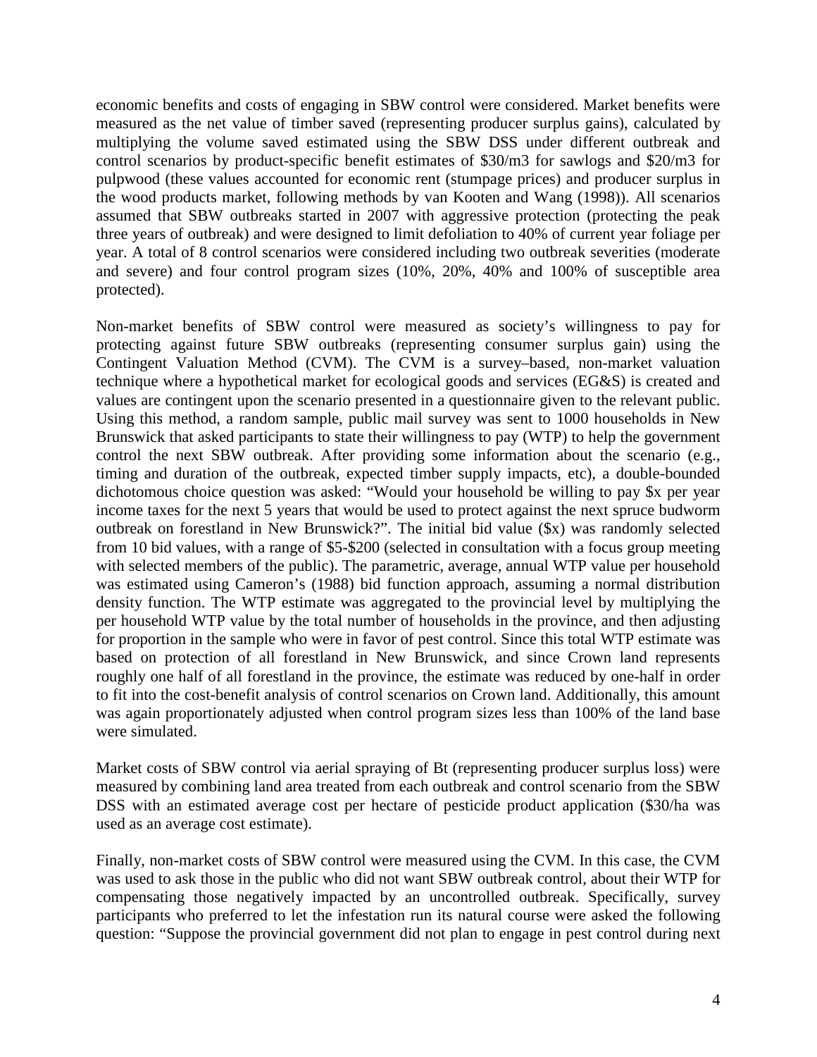economic benefits and costs of engaging in SBW control were considered. Market benefits were measured as the net value of timber saved (representing producer surplus gains), calculated by multiplying the volume saved estimated using the SBW DSS under different outbreak and control scenarios by product-specific benefit estimates of \$30/m3 for sawlogs and \$20/m3 for pulpwood (these values accounted for economic rent (stumpage prices) and producer surplus in the wood products market, following methods by van Kooten and Wang (1998)). All scenarios assumed that SBW outbreaks started in 2007 with aggressive protection (protecting the peak three years of outbreak) and were designed to limit defoliation to 40% of current year foliage per year. A total of 8 control scenarios were considered including two outbreak severities (moderate and severe) and four control program sizes (10%, 20%, 40% and 100% of susceptible area protected).

Non-market benefits of SBW control were measured as society's willingness to pay for protecting against future SBW outbreaks (representing consumer surplus gain) using the Contingent Valuation Method (CVM). The CVM is a survey–based, non-market valuation technique where a hypothetical market for ecological goods and services (EG&S) is created and values are contingent upon the scenario presented in a questionnaire given to the relevant public. Using this method, a random sample, public mail survey was sent to 1000 households in New Brunswick that asked participants to state their willingness to pay (WTP) to help the government control the next SBW outbreak. After providing some information about the scenario (e.g., timing and duration of the outbreak, expected timber supply impacts, etc), a double-bounded dichotomous choice question was asked: "Would your household be willing to pay \$x per year income taxes for the next 5 years that would be used to protect against the next spruce budworm outbreak on forestland in New Brunswick?". The initial bid value (\$x) was randomly selected from 10 bid values, with a range of \$5-\$200 (selected in consultation with a focus group meeting with selected members of the public). The parametric, average, annual WTP value per household was estimated using Cameron's (1988) bid function approach, assuming a normal distribution density function. The WTP estimate was aggregated to the provincial level by multiplying the per household WTP value by the total number of households in the province, and then adjusting for proportion in the sample who were in favor of pest control. Since this total WTP estimate was based on protection of all forestland in New Brunswick, and since Crown land represents roughly one half of all forestland in the province, the estimate was reduced by one-half in order to fit into the cost-benefit analysis of control scenarios on Crown land. Additionally, this amount was again proportionately adjusted when control program sizes less than 100% of the land base were simulated.

Market costs of SBW control via aerial spraying of Bt (representing producer surplus loss) were measured by combining land area treated from each outbreak and control scenario from the SBW DSS with an estimated average cost per hectare of pesticide product application (\$30/ha was used as an average cost estimate).

Finally, non-market costs of SBW control were measured using the CVM. In this case, the CVM was used to ask those in the public who did not want SBW outbreak control, about their WTP for compensating those negatively impacted by an uncontrolled outbreak. Specifically, survey participants who preferred to let the infestation run its natural course were asked the following question: "Suppose the provincial government did not plan to engage in pest control during next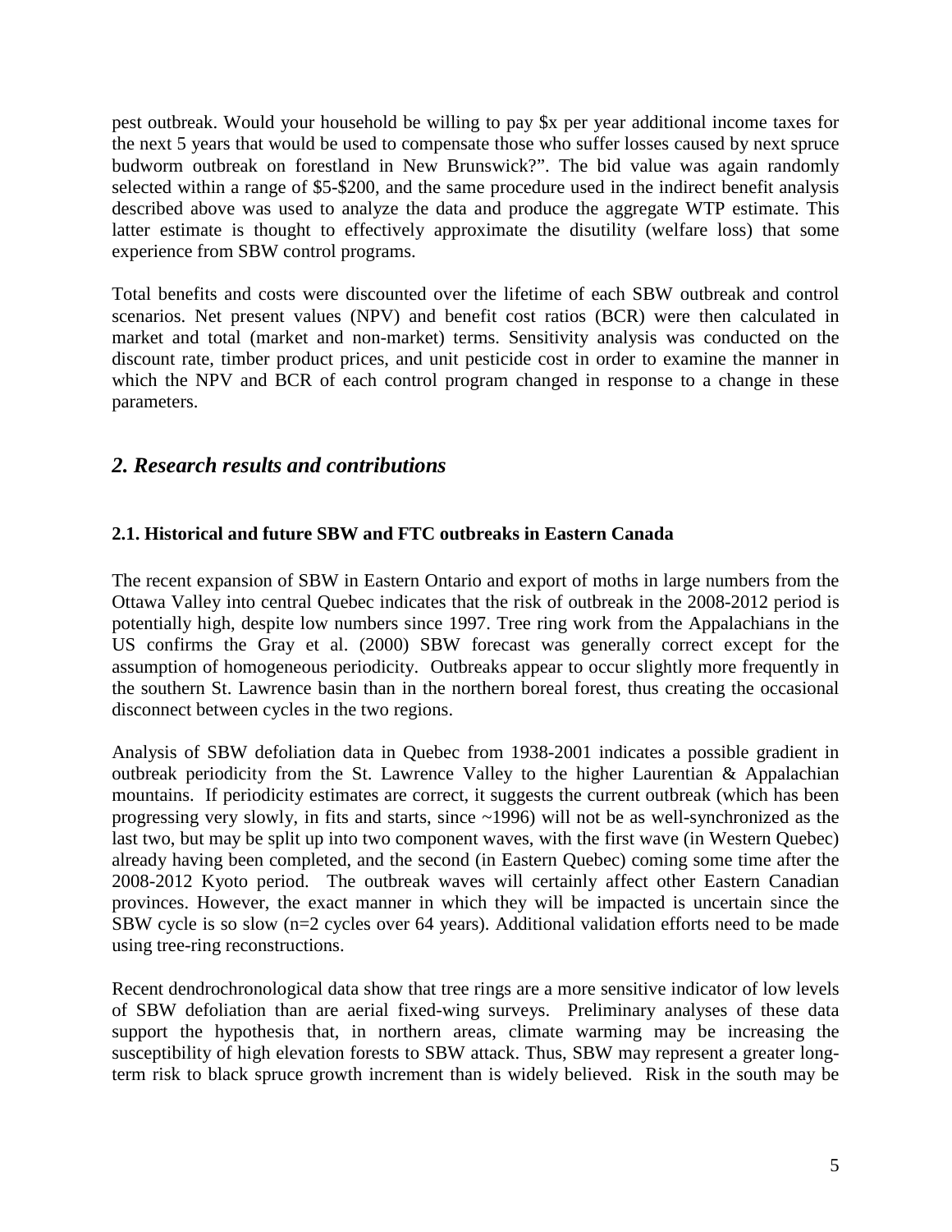pest outbreak. Would your household be willing to pay $x per year additional income taxes for the next 5 years that would be used to compensate those who suffer losses caused by next spruce budworm outbreak on forestland in New Brunswick?". The bid value was again randomly selected within a range of $5-$200, and the same procedure used in the indirect benefit analysis described above was used to analyze the data and produce the aggregate WTP estimate. This latter estimate is thought to effectively approximate the disutility (welfare loss) that some experience from SBW control programs.

Total benefits and costs were discounted over the lifetime of each SBW outbreak and control scenarios. Net present values (NPV) and benefit cost ratios (BCR) were then calculated in market and total (market and non-market) terms. Sensitivity analysis was conducted on the discount rate, timber product prices, and unit pesticide cost in order to examine the manner in which the NPV and BCR of each control program changed in response to a change in these parameters.

## *2. Research results and contributions*

### 2.1. Historical and future SBW and FTC outbreaks in Eastern Canada

The recent expansion of SBW in Eastern Ontario and export of moths in large numbers from the Ottawa Valley into central Quebec indicates that the risk of outbreak in the 2008-2012 period is potentially high, despite low numbers since 1997. Tree ring work from the Appalachians in the US confirms the Gray et al. (2000) SBW forecast was generally correct except for the assumption of homogeneous periodicity. Outbreaks appear to occur slightly more frequently in the southern St. Lawrence basin than in the northern boreal forest, thus creating the occasional disconnect between cycles in the two regions.

Analysis of SBW defoliation data in Quebec from 1938-2001 indicates a possible gradient in outbreak periodicity from the St. Lawrence Valley to the higher Laurentian & Appalachian mountains. If periodicity estimates are correct, it suggests the current outbreak (which has been progressing very slowly, in fits and starts, since ~1996) will not be as well-synchronized as the last two, but may be split up into two component waves, with the first wave (in Western Quebec) already having been completed, and the second (in Eastern Quebec) coming some time after the 2008-2012 Kyoto period. The outbreak waves will certainly affect other Eastern Canadian provinces. However, the exact manner in which they will be impacted is uncertain since the SBW cycle is so slow (n=2 cycles over 64 years). Additional validation efforts need to be made using tree-ring reconstructions.

Recent dendrochronological data show that tree rings are a more sensitive indicator of low levels of SBW defoliation than are aerial fixed-wing surveys. Preliminary analyses of these data support the hypothesis that, in northern areas, climate warming may be increasing the susceptibility of high elevation forests to SBW attack. Thus, SBW may represent a greater long-term risk to black spruce growth increment than is widely believed. Risk in the south may be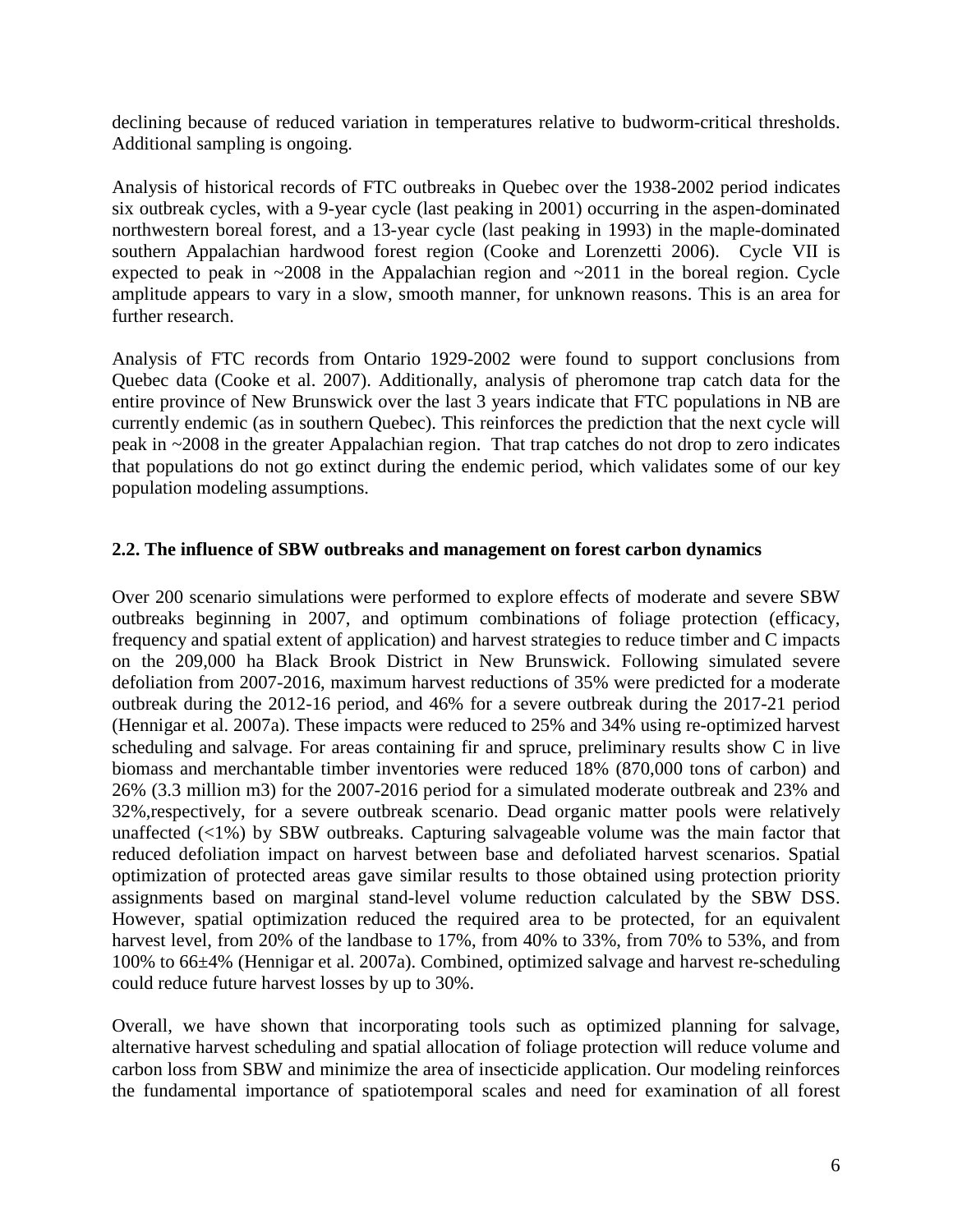declining because of reduced variation in temperatures relative to budworm-critical thresholds. Additional sampling is ongoing.

Analysis of historical records of FTC outbreaks in Quebec over the 1938-2002 period indicates six outbreak cycles, with a 9-year cycle (last peaking in 2001) occurring in the aspen-dominated northwestern boreal forest, and a 13-year cycle (last peaking in 1993) in the maple-dominated southern Appalachian hardwood forest region (Cooke and Lorenzetti 2006). Cycle VII is expected to peak in ~2008 in the Appalachian region and ~2011 in the boreal region. Cycle amplitude appears to vary in a slow, smooth manner, for unknown reasons. This is an area for further research.

Analysis of FTC records from Ontario 1929-2002 were found to support conclusions from Quebec data (Cooke et al. 2007). Additionally, analysis of pheromone trap catch data for the entire province of New Brunswick over the last 3 years indicate that FTC populations in NB are currently endemic (as in southern Quebec). This reinforces the prediction that the next cycle will peak in ~2008 in the greater Appalachian region. That trap catches do not drop to zero indicates that populations do not go extinct during the endemic period, which validates some of our key population modeling assumptions.

## 2.2. The influence of SBW outbreaks and management on forest carbon dynamics

Over 200 scenario simulations were performed to explore effects of moderate and severe SBW outbreaks beginning in 2007, and optimum combinations of foliage protection (efficacy, frequency and spatial extent of application) and harvest strategies to reduce timber and C impacts on the 209,000 ha Black Brook District in New Brunswick. Following simulated severe defoliation from 2007-2016, maximum harvest reductions of 35% were predicted for a moderate outbreak during the 2012-16 period, and 46% for a severe outbreak during the 2017-21 period (Hennigar et al. 2007a). These impacts were reduced to 25% and 34% using re-optimized harvest scheduling and salvage. For areas containing fir and spruce, preliminary results show C in live biomass and merchantable timber inventories were reduced 18% (870,000 tons of carbon) and 26% (3.3 million m3) for the 2007-2016 period for a simulated moderate outbreak and 23% and 32%,respectively, for a severe outbreak scenario. Dead organic matter pools were relatively unaffected (<1%) by SBW outbreaks. Capturing salvageable volume was the main factor that reduced defoliation impact on harvest between base and defoliated harvest scenarios. Spatial optimization of protected areas gave similar results to those obtained using protection priority assignments based on marginal stand-level volume reduction calculated by the SBW DSS. However, spatial optimization reduced the required area to be protected, for an equivalent harvest level, from 20% of the landbase to 17%, from 40% to 33%, from 70% to 53%, and from 100% to 66±4% (Hennigar et al. 2007a). Combined, optimized salvage and harvest re-scheduling could reduce future harvest losses by up to 30%.

Overall, we have shown that incorporating tools such as optimized planning for salvage, alternative harvest scheduling and spatial allocation of foliage protection will reduce volume and carbon loss from SBW and minimize the area of insecticide application. Our modeling reinforces the fundamental importance of spatiotemporal scales and need for examination of all forest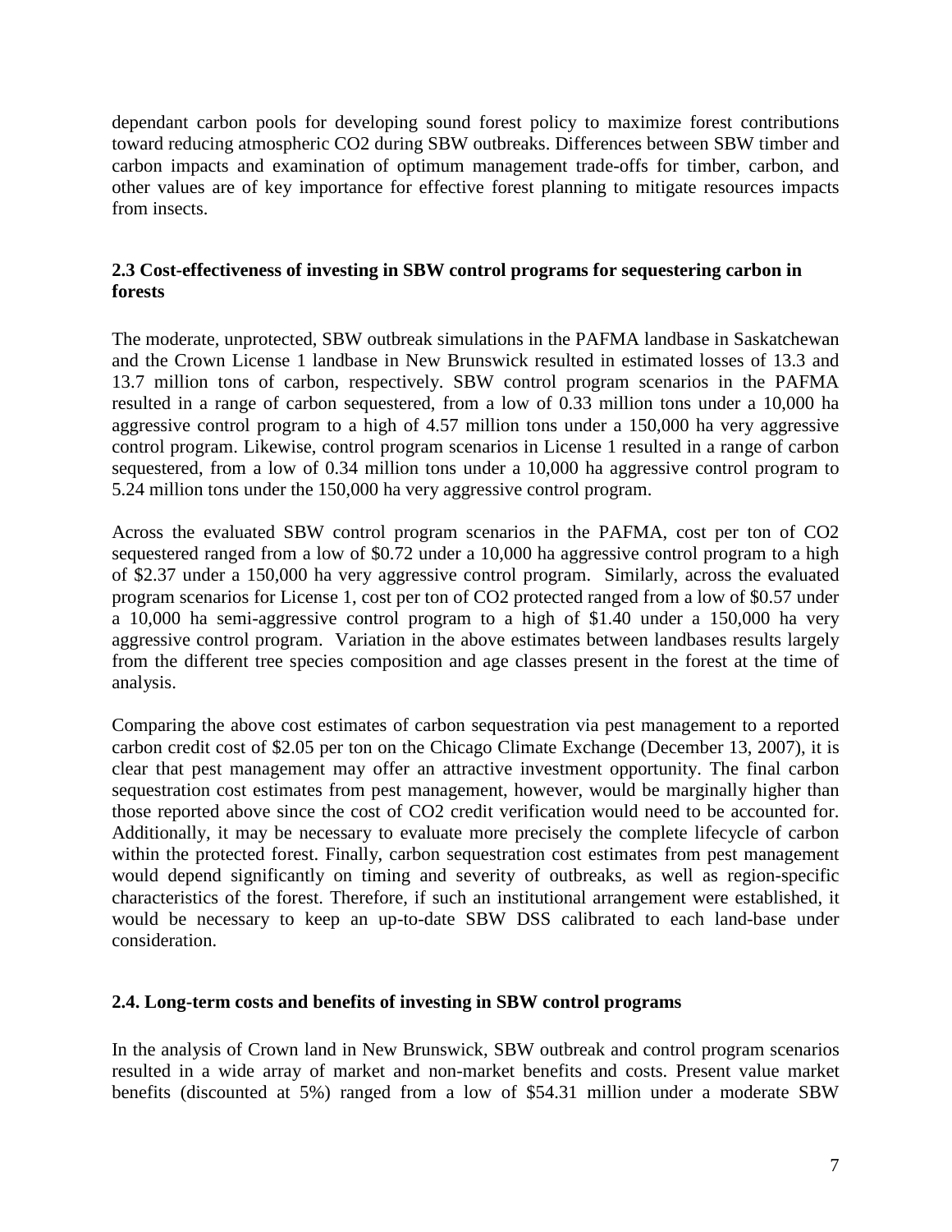dependant carbon pools for developing sound forest policy to maximize forest contributions toward reducing atmospheric $CO_2$ during SBW outbreaks. Differences between SBW timber and carbon impacts and examination of optimum management trade-offs for timber, carbon, and other values are of key importance for effective forest planning to mitigate resources impacts from insects.

### 2.3 Cost-effectiveness of investing in SBW control programs for sequestering carbon in forests

The moderate, unprotected, SBW outbreak simulations in the PAFMA landbase in Saskatchewan and the Crown License 1 landbase in New Brunswick resulted in estimated losses of 13.3 and 13.7 million tons of carbon, respectively. SBW control program scenarios in the PAFMA resulted in a range of carbon sequestered, from a low of 0.33 million tons under a 10,000 ha aggressive control program to a high of 4.57 million tons under a 150,000 ha very aggressive control program. Likewise, control program scenarios in License 1 resulted in a range of carbon sequestered, from a low of 0.34 million tons under a 10,000 ha aggressive control program to 5.24 million tons under the 150,000 ha very aggressive control program.

Across the evaluated SBW control program scenarios in the PAFMA, cost per ton of $CO_2$ sequestered ranged from a low of \$0.72 under a 10,000 ha aggressive control program to a high of \$2.37 under a 150,000 ha very aggressive control program. Similarly, across the evaluated program scenarios for License 1, cost per ton of $CO_2$ protected ranged from a low of \$0.57 under a 10,000 ha semi-aggressive control program to a high of \$1.40 under a 150,000 ha very aggressive control program. Variation in the above estimates between landbases results largely from the different tree species composition and age classes present in the forest at the time of analysis.

Comparing the above cost estimates of carbon sequestration via pest management to a reported carbon credit cost of \$2.05 per ton on the Chicago Climate Exchange (December 13, 2007), it is clear that pest management may offer an attractive investment opportunity. The final carbon sequestration cost estimates from pest management, however, would be marginally higher than those reported above since the cost of $CO_2$ credit verification would need to be accounted for. Additionally, it may be necessary to evaluate more precisely the complete lifecycle of carbon within the protected forest. Finally, carbon sequestration cost estimates from pest management would depend significantly on timing and severity of outbreaks, as well as region-specific characteristics of the forest. Therefore, if such an institutional arrangement were established, it would be necessary to keep an up-to-date SBW DSS calibrated to each land-base under consideration.

### 2.4. Long-term costs and benefits of investing in SBW control programs

In the analysis of Crown land in New Brunswick, SBW outbreak and control program scenarios resulted in a wide array of market and non-market benefits and costs. Present value market benefits (discounted at 5%) ranged from a low of \$54.31 million under a moderate SBW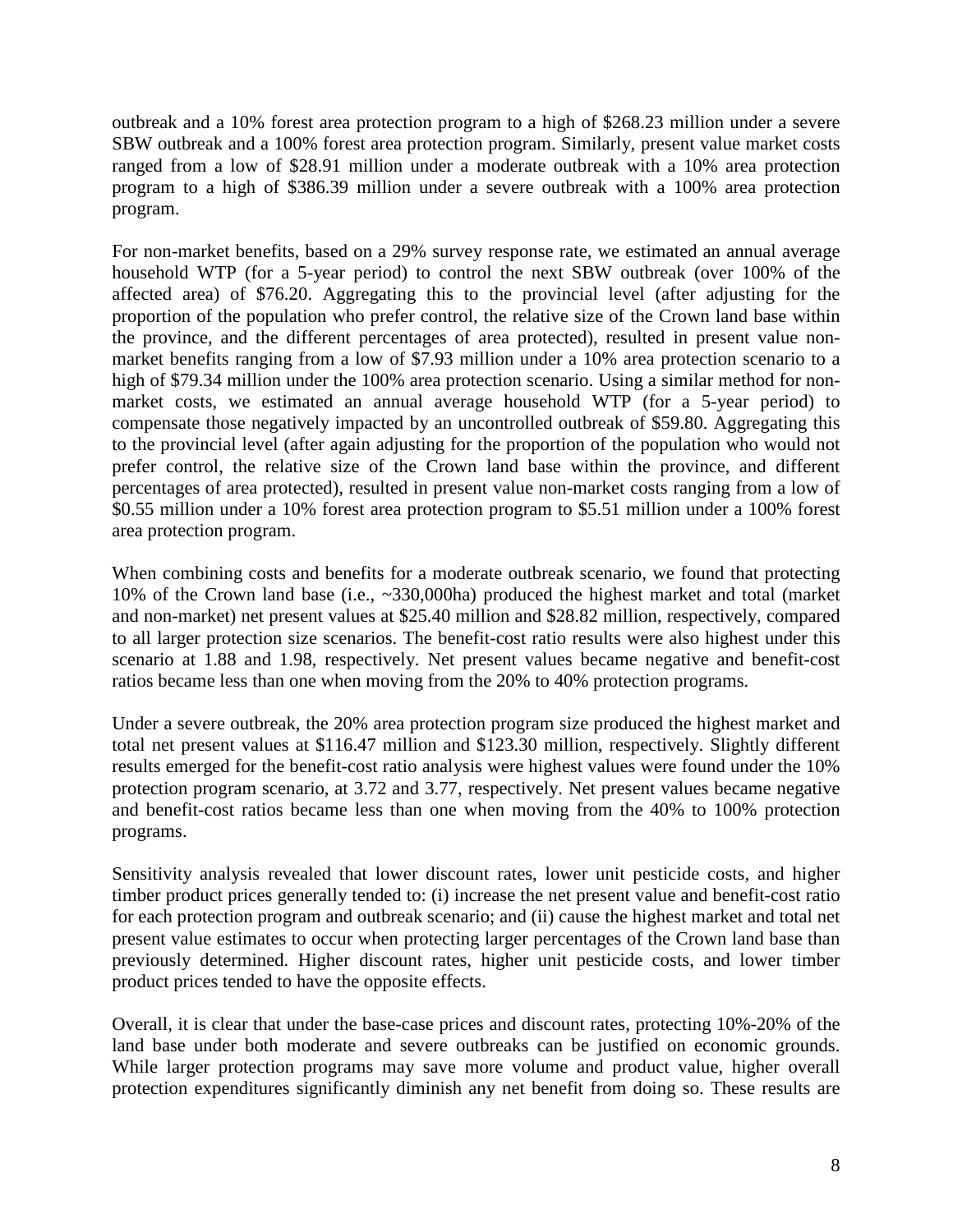outbreak and a 10% forest area protection program to a high of $268.23 million under a severe SBW outbreak and a 100% forest area protection program. Similarly, present value market costs ranged from a low of $28.91 million under a moderate outbreak with a 10% area protection program to a high of $386.39 million under a severe outbreak with a 100% area protection program.

For non-market benefits, based on a 29% survey response rate, we estimated an annual average household WTP (for a 5-year period) to control the next SBW outbreak (over 100% of the affected area) of $76.20. Aggregating this to the provincial level (after adjusting for the proportion of the population who prefer control, the relative size of the Crown land base within the province, and the different percentages of area protected), resulted in present value non-market benefits ranging from a low of $7.93 million under a 10% area protection scenario to a high of $79.34 million under the 100% area protection scenario. Using a similar method for non-market costs, we estimated an annual average household WTP (for a 5-year period) to compensate those negatively impacted by an uncontrolled outbreak of $59.80. Aggregating this to the provincial level (after again adjusting for the proportion of the population who would not prefer control, the relative size of the Crown land base within the province, and different percentages of area protected), resulted in present value non-market costs ranging from a low of $0.55 million under a 10% forest area protection program to $5.51 million under a 100% forest area protection program.

When combining costs and benefits for a moderate outbreak scenario, we found that protecting 10% of the Crown land base (i.e., ~330,000ha) produced the highest market and total (market and non-market) net present values at $25.40 million and $28.82 million, respectively, compared to all larger protection size scenarios. The benefit-cost ratio results were also highest under this scenario at 1.88 and 1.98, respectively. Net present values became negative and benefit-cost ratios became less than one when moving from the 20% to 40% protection programs.

Under a severe outbreak, the 20% area protection program size produced the highest market and total net present values at $116.47 million and $123.30 million, respectively. Slightly different results emerged for the benefit-cost ratio analysis were highest values were found under the 10% protection program scenario, at 3.72 and 3.77, respectively. Net present values became negative and benefit-cost ratios became less than one when moving from the 40% to 100% protection programs.

Sensitivity analysis revealed that lower discount rates, lower unit pesticide costs, and higher timber product prices generally tended to: (i) increase the net present value and benefit-cost ratio for each protection program and outbreak scenario; and (ii) cause the highest market and total net present value estimates to occur when protecting larger percentages of the Crown land base than previously determined. Higher discount rates, higher unit pesticide costs, and lower timber product prices tended to have the opposite effects.

Overall, it is clear that under the base-case prices and discount rates, protecting 10%-20% of the land base under both moderate and severe outbreaks can be justified on economic grounds. While larger protection programs may save more volume and product value, higher overall protection expenditures significantly diminish any net benefit from doing so. These results are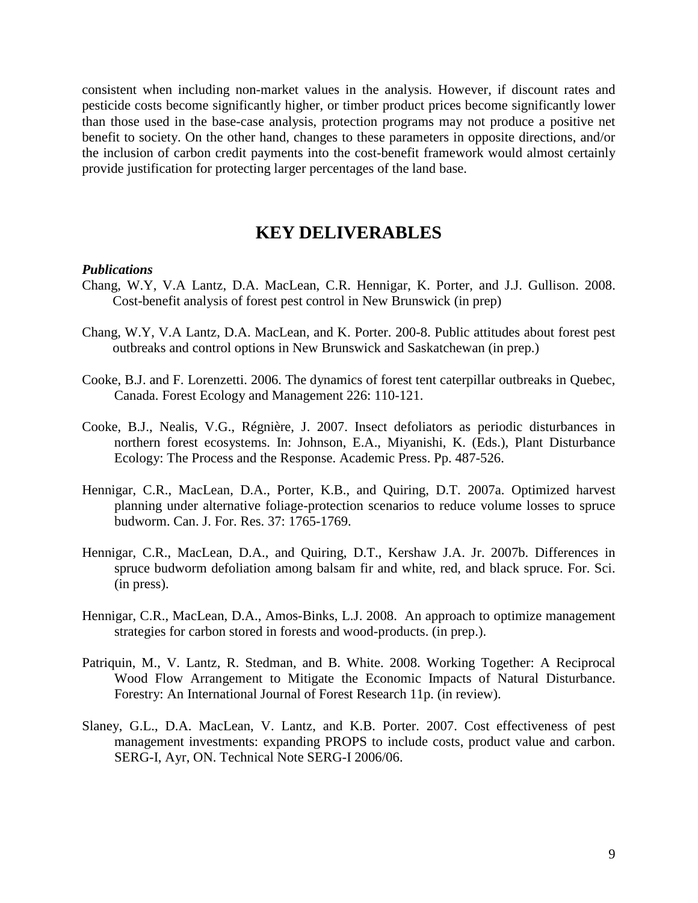consistent when including non-market values in the analysis. However, if discount rates and pesticide costs become significantly higher, or timber product prices become significantly lower than those used in the base-case analysis, protection programs may not produce a positive net benefit to society. On the other hand, changes to these parameters in opposite directions, and/or the inclusion of carbon credit payments into the cost-benefit framework would almost certainly provide justification for protecting larger percentages of the land base.

## KEY DELIVERABLES

***Publications***

Chang, W.Y, V.A Lantz, D.A. MacLean, C.R. Hennigar, K. Porter, and J.J. Gullison. 2008. Cost-benefit analysis of forest pest control in New Brunswick (in prep)

Chang, W.Y, V.A Lantz, D.A. MacLean, and K. Porter. 200-8. Public attitudes about forest pest outbreaks and control options in New Brunswick and Saskatchewan (in prep.)

Cooke, B.J. and F. Lorenzetti. 2006. The dynamics of forest tent caterpillar outbreaks in Quebec, Canada. Forest Ecology and Management 226: 110-121.

Cooke, B.J., Nealis, V.G., Régnière, J. 2007. Insect defoliators as periodic disturbances in northern forest ecosystems. In: Johnson, E.A., Miyanishi, K. (Eds.), Plant Disturbance Ecology: The Process and the Response. Academic Press. Pp. 487-526.

Hennigar, C.R., MacLean, D.A., Porter, K.B., and Quiring, D.T. 2007a. Optimized harvest planning under alternative foliage-protection scenarios to reduce volume losses to spruce budworm. Can. J. For. Res. 37: 1765-1769.

Hennigar, C.R., MacLean, D.A., and Quiring, D.T., Kershaw J.A. Jr. 2007b. Differences in spruce budworm defoliation among balsam fir and white, red, and black spruce. For. Sci. (in press).

Hennigar, C.R., MacLean, D.A., Amos-Binks, L.J. 2008. An approach to optimize management strategies for carbon stored in forests and wood-products. (in prep.).

Patriquin, M., V. Lantz, R. Stedman, and B. White. 2008. Working Together: A Reciprocal Wood Flow Arrangement to Mitigate the Economic Impacts of Natural Disturbance. Forestry: An International Journal of Forest Research 11p. (in review).

Slaney, G.L., D.A. MacLean, V. Lantz, and K.B. Porter. 2007. Cost effectiveness of pest management investments: expanding PROPS to include costs, product value and carbon. SERG-I, Ayr, ON. Technical Note SERG-I 2006/06.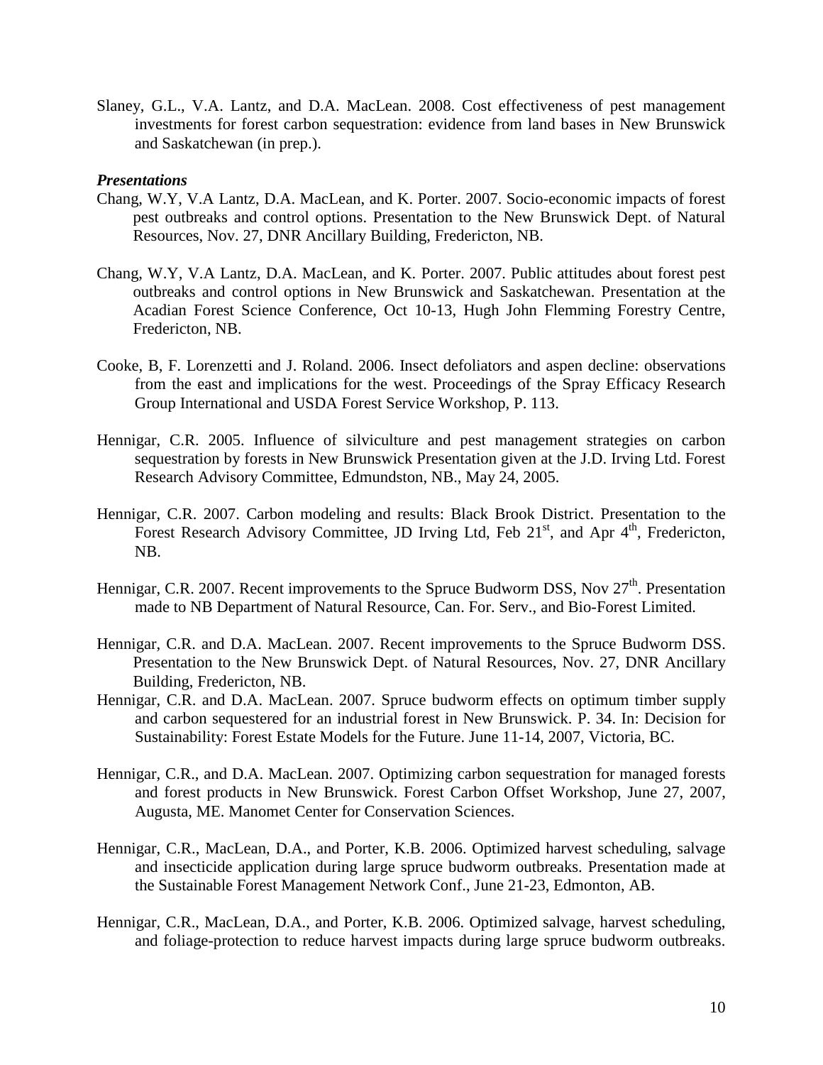Slaney, G.L., V.A. Lantz, and D.A. MacLean. 2008. Cost effectiveness of pest management investments for forest carbon sequestration: evidence from land bases in New Brunswick and Saskatchewan (in prep.).

***Presentations***

Chang, W.Y, V.A Lantz, D.A. MacLean, and K. Porter. 2007. Socio-economic impacts of forest pest outbreaks and control options. Presentation to the New Brunswick Dept. of Natural Resources, Nov. 27, DNR Ancillary Building, Fredericton, NB.

Chang, W.Y, V.A Lantz, D.A. MacLean, and K. Porter. 2007. Public attitudes about forest pest outbreaks and control options in New Brunswick and Saskatchewan. Presentation at the Acadian Forest Science Conference, Oct 10-13, Hugh John Flemming Forestry Centre, Fredericton, NB.

Cooke, B, F. Lorenzetti and J. Roland. 2006. Insect defoliators and aspen decline: observations from the east and implications for the west. Proceedings of the Spray Efficacy Research Group International and USDA Forest Service Workshop, P. 113.

Hennigar, C.R. 2005. Influence of silviculture and pest management strategies on carbon sequestration by forests in New Brunswick Presentation given at the J.D. Irving Ltd. Forest Research Advisory Committee, Edmundston, NB., May 24, 2005.

Hennigar, C.R. 2007. Carbon modeling and results: Black Brook District. Presentation to the Forest Research Advisory Committee, JD Irving Ltd, Feb 21st, and Apr 4th, Fredericton, NB.

Hennigar, C.R. 2007. Recent improvements to the Spruce Budworm DSS, Nov 27th. Presentation made to NB Department of Natural Resource, Can. For. Serv., and Bio-Forest Limited.

Hennigar, C.R. and D.A. MacLean. 2007. Recent improvements to the Spruce Budworm DSS. Presentation to the New Brunswick Dept. of Natural Resources, Nov. 27, DNR Ancillary Building, Fredericton, NB.

Hennigar, C.R. and D.A. MacLean. 2007. Spruce budworm effects on optimum timber supply and carbon sequestered for an industrial forest in New Brunswick. P. 34. In: Decision for Sustainability: Forest Estate Models for the Future. June 11-14, 2007, Victoria, BC.

Hennigar, C.R., and D.A. MacLean. 2007. Optimizing carbon sequestration for managed forests and forest products in New Brunswick. Forest Carbon Offset Workshop, June 27, 2007, Augusta, ME. Manomet Center for Conservation Sciences.

Hennigar, C.R., MacLean, D.A., and Porter, K.B. 2006. Optimized harvest scheduling, salvage and insecticide application during large spruce budworm outbreaks. Presentation made at the Sustainable Forest Management Network Conf., June 21-23, Edmonton, AB.

Hennigar, C.R., MacLean, D.A., and Porter, K.B. 2006. Optimized salvage, harvest scheduling, and foliage-protection to reduce harvest impacts during large spruce budworm outbreaks.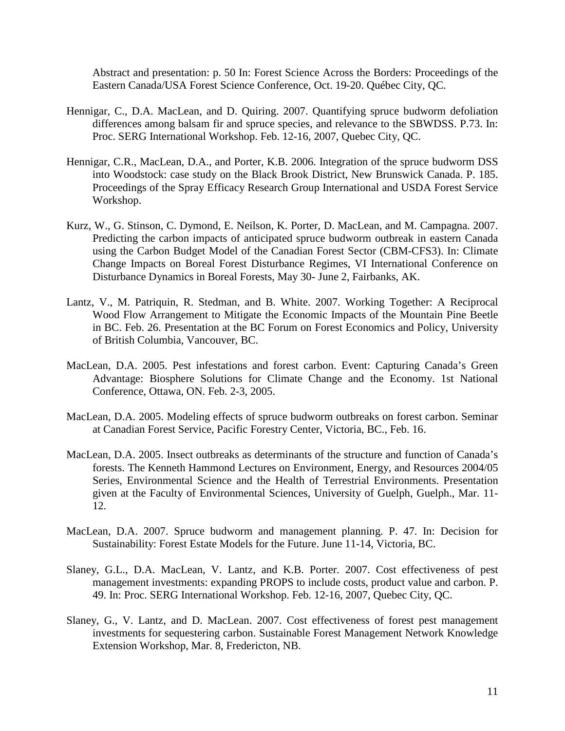Abstract and presentation: p. 50 In: Forest Science Across the Borders: Proceedings of the Eastern Canada/USA Forest Science Conference, Oct. 19-20. Québec City, QC.

Hennigar, C., D.A. MacLean, and D. Quiring. 2007. Quantifying spruce budworm defoliation differences among balsam fir and spruce species, and relevance to the SBWDSS. P.73. In: Proc. SERG International Workshop. Feb. 12-16, 2007, Quebec City, QC.

Hennigar, C.R., MacLean, D.A., and Porter, K.B. 2006. Integration of the spruce budworm DSS into Woodstock: case study on the Black Brook District, New Brunswick Canada. P. 185. Proceedings of the Spray Efficacy Research Group International and USDA Forest Service Workshop.

Kurz, W., G. Stinson, C. Dymond, E. Neilson, K. Porter, D. MacLean, and M. Campagna. 2007. Predicting the carbon impacts of anticipated spruce budworm outbreak in eastern Canada using the Carbon Budget Model of the Canadian Forest Sector (CBM-CFS3). In: Climate Change Impacts on Boreal Forest Disturbance Regimes, VI International Conference on Disturbance Dynamics in Boreal Forests, May 30- June 2, Fairbanks, AK.

Lantz, V., M. Patriquin, R. Stedman, and B. White. 2007. Working Together: A Reciprocal Wood Flow Arrangement to Mitigate the Economic Impacts of the Mountain Pine Beetle in BC. Feb. 26. Presentation at the BC Forum on Forest Economics and Policy, University of British Columbia, Vancouver, BC.

MacLean, D.A. 2005. Pest infestations and forest carbon. Event: Capturing Canada's Green Advantage: Biosphere Solutions for Climate Change and the Economy. 1st National Conference, Ottawa, ON. Feb. 2-3, 2005.

MacLean, D.A. 2005. Modeling effects of spruce budworm outbreaks on forest carbon. Seminar at Canadian Forest Service, Pacific Forestry Center, Victoria, BC., Feb. 16.

MacLean, D.A. 2005. Insect outbreaks as determinants of the structure and function of Canada's forests. The Kenneth Hammond Lectures on Environment, Energy, and Resources 2004/05 Series, Environmental Science and the Health of Terrestrial Environments. Presentation given at the Faculty of Environmental Sciences, University of Guelph, Guelph., Mar. 11-12.

MacLean, D.A. 2007. Spruce budworm and management planning. P. 47. In: Decision for Sustainability: Forest Estate Models for the Future. June 11-14, Victoria, BC.

Slaney, G.L., D.A. MacLean, V. Lantz, and K.B. Porter. 2007. Cost effectiveness of pest management investments: expanding PROPS to include costs, product value and carbon. P. 49. In: Proc. SERG International Workshop. Feb. 12-16, 2007, Quebec City, QC.

Slaney, G., V. Lantz, and D. MacLean. 2007. Cost effectiveness of forest pest management investments for sequestering carbon. Sustainable Forest Management Network Knowledge Extension Workshop, Mar. 8, Fredericton, NB.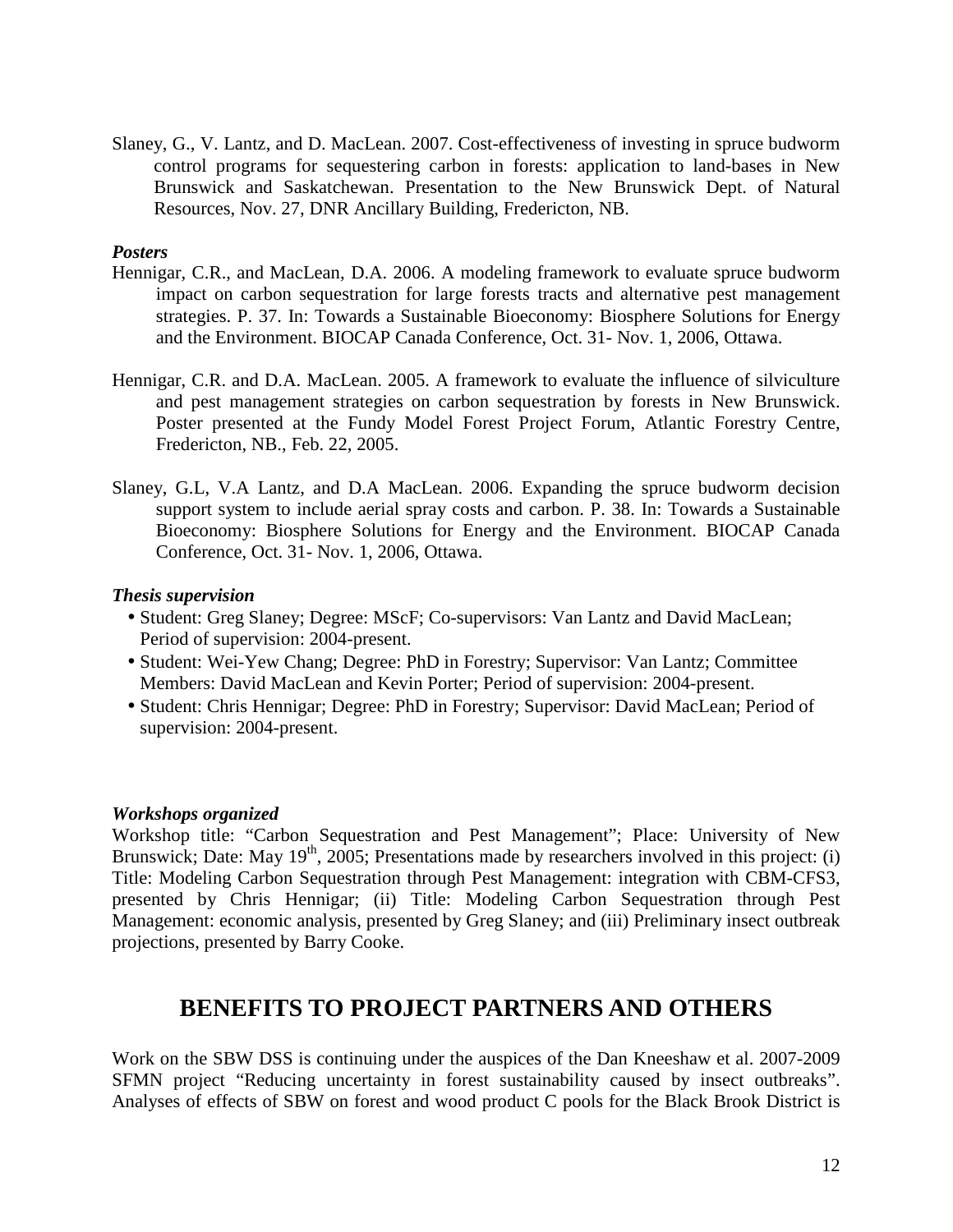Slaney, G., V. Lantz, and D. MacLean. 2007. Cost-effectiveness of investing in spruce budworm control programs for sequestering carbon in forests: application to land-bases in New Brunswick and Saskatchewan. Presentation to the New Brunswick Dept. of Natural Resources, Nov. 27, DNR Ancillary Building, Fredericton, NB.

***Posters***

Hennigar, C.R., and MacLean, D.A. 2006. A modeling framework to evaluate spruce budworm impact on carbon sequestration for large forests tracts and alternative pest management strategies. P. 37. In: Towards a Sustainable Bioeconomy: Biosphere Solutions for Energy and the Environment. BIOCAP Canada Conference, Oct. 31- Nov. 1, 2006, Ottawa.

Hennigar, C.R. and D.A. MacLean. 2005. A framework to evaluate the influence of silviculture and pest management strategies on carbon sequestration by forests in New Brunswick. Poster presented at the Fundy Model Forest Project Forum, Atlantic Forestry Centre, Fredericton, NB., Feb. 22, 2005.

Slaney, G.L, V.A Lantz, and D.A MacLean. 2006. Expanding the spruce budworm decision support system to include aerial spray costs and carbon. P. 38. In: Towards a Sustainable Bioeconomy: Biosphere Solutions for Energy and the Environment. BIOCAP Canada Conference, Oct. 31- Nov. 1, 2006, Ottawa.

***Thesis supervision***

- Student: Greg Slaney; Degree: MScF; Co-supervisors: Van Lantz and David MacLean; Period of supervision: 2004-present.
- Student: Wei-Yew Chang; Degree: PhD in Forestry; Supervisor: Van Lantz; Committee Members: David MacLean and Kevin Porter; Period of supervision: 2004-present.
- Student: Chris Hennigar; Degree: PhD in Forestry; Supervisor: David MacLean; Period of supervision: 2004-present.

***Workshops organized***

Workshop title: "Carbon Sequestration and Pest Management"; Place: University of New Brunswick; Date: May 19th, 2005; Presentations made by researchers involved in this project: (i) Title: Modeling Carbon Sequestration through Pest Management: integration with CBM-CFS3, presented by Chris Hennigar; (ii) Title: Modeling Carbon Sequestration through Pest Management: economic analysis, presented by Greg Slaney; and (iii) Preliminary insect outbreak projections, presented by Barry Cooke.

## BENEFITS TO PROJECT PARTNERS AND OTHERS

Work on the SBW DSS is continuing under the auspices of the Dan Kneeshaw et al. 2007-2009 SFMN project "Reducing uncertainty in forest sustainability caused by insect outbreaks". Analyses of effects of SBW on forest and wood product C pools for the Black Brook District is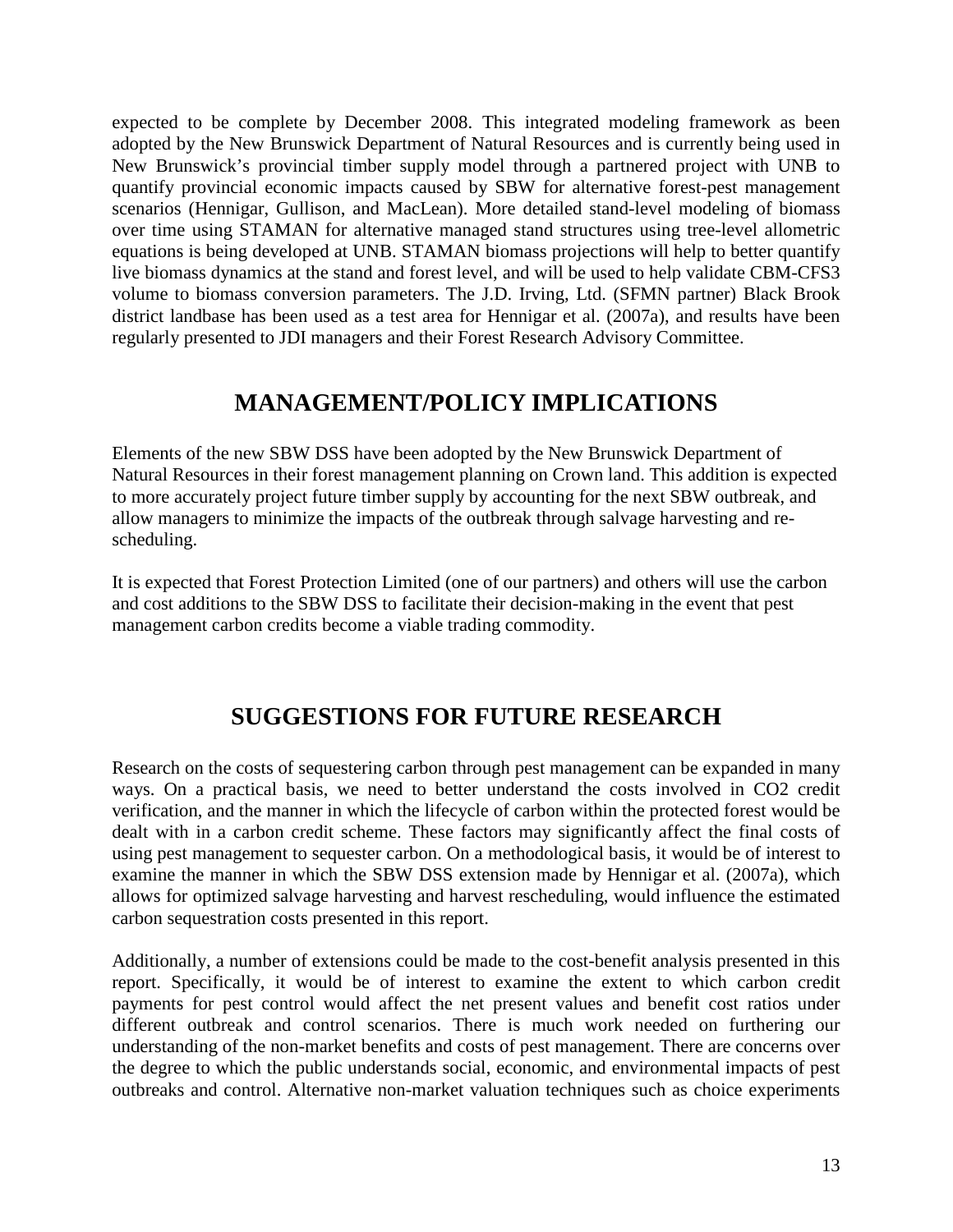expected to be complete by December 2008. This integrated modeling framework as been adopted by the New Brunswick Department of Natural Resources and is currently being used in New Brunswick's provincial timber supply model through a partnered project with UNB to quantify provincial economic impacts caused by SBW for alternative forest-pest management scenarios (Hennigar, Gullison, and MacLean). More detailed stand-level modeling of biomass over time using STAMAN for alternative managed stand structures using tree-level allometric equations is being developed at UNB. STAMAN biomass projections will help to better quantify live biomass dynamics at the stand and forest level, and will be used to help validate CBM-CFS3 volume to biomass conversion parameters. The J.D. Irving, Ltd. (SFMN partner) Black Brook district landbase has been used as a test area for Hennigar et al. (2007a), and results have been regularly presented to JDI managers and their Forest Research Advisory Committee.

## MANAGEMENT/POLICY IMPLICATIONS

Elements of the new SBW DSS have been adopted by the New Brunswick Department of Natural Resources in their forest management planning on Crown land. This addition is expected to more accurately project future timber supply by accounting for the next SBW outbreak, and allow managers to minimize the impacts of the outbreak through salvage harvesting and re-scheduling.

It is expected that Forest Protection Limited (one of our partners) and others will use the carbon and cost additions to the SBW DSS to facilitate their decision-making in the event that pest management carbon credits become a viable trading commodity.

## SUGGESTIONS FOR FUTURE RESEARCH

Research on the costs of sequestering carbon through pest management can be expanded in many ways. On a practical basis, we need to better understand the costs involved in CO2 credit verification, and the manner in which the lifecycle of carbon within the protected forest would be dealt with in a carbon credit scheme. These factors may significantly affect the final costs of using pest management to sequester carbon. On a methodological basis, it would be of interest to examine the manner in which the SBW DSS extension made by Hennigar et al. (2007a), which allows for optimized salvage harvesting and harvest rescheduling, would influence the estimated carbon sequestration costs presented in this report.

Additionally, a number of extensions could be made to the cost-benefit analysis presented in this report. Specifically, it would be of interest to examine the extent to which carbon credit payments for pest control would affect the net present values and benefit cost ratios under different outbreak and control scenarios. There is much work needed on furthering our understanding of the non-market benefits and costs of pest management. There are concerns over the degree to which the public understands social, economic, and environmental impacts of pest outbreaks and control. Alternative non-market valuation techniques such as choice experiments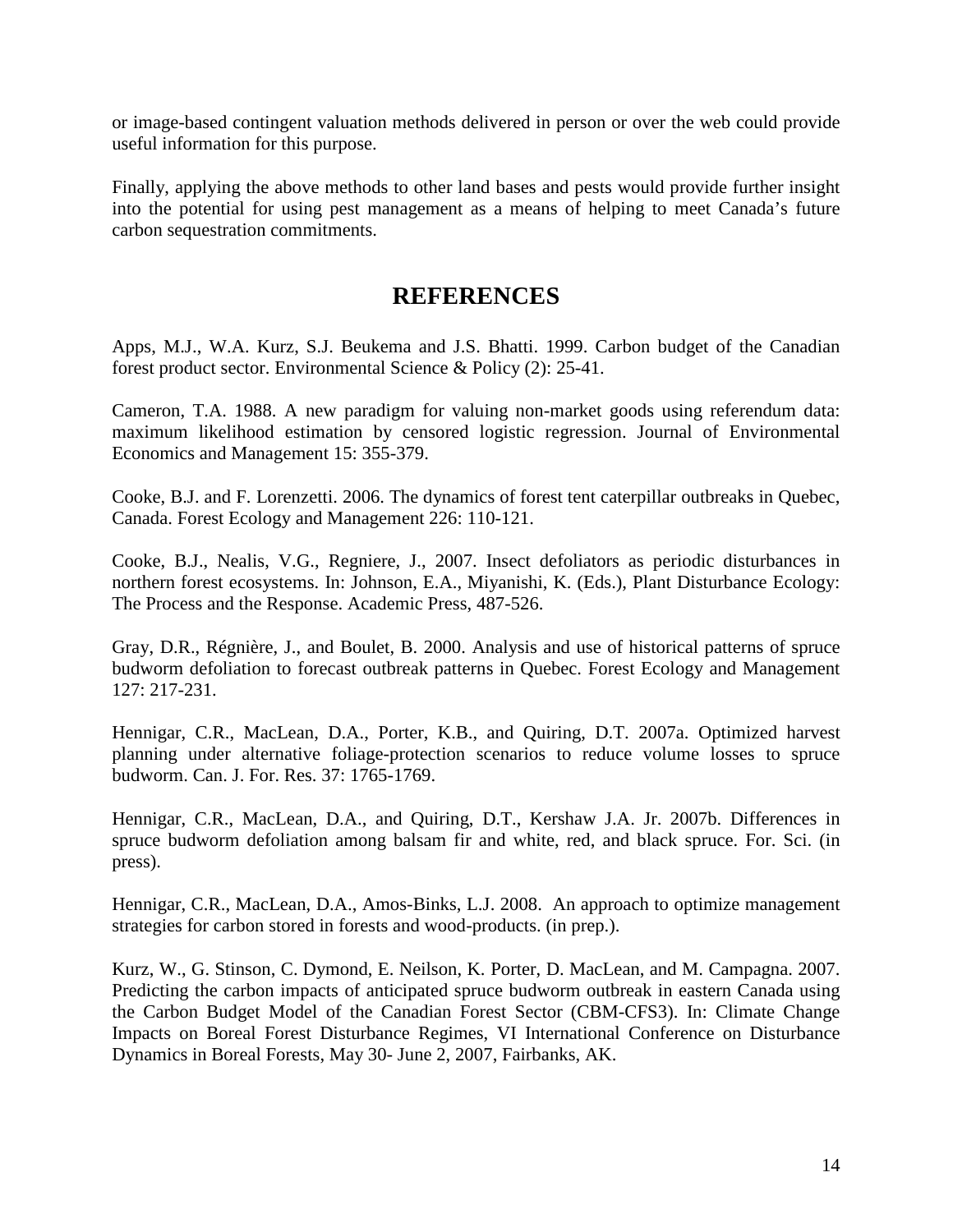or image-based contingent valuation methods delivered in person or over the web could provide useful information for this purpose.

Finally, applying the above methods to other land bases and pests would provide further insight into the potential for using pest management as a means of helping to meet Canada's future carbon sequestration commitments.

# REFERENCES

Apps, M.J., W.A. Kurz, S.J. Beukema and J.S. Bhatti. 1999. Carbon budget of the Canadian forest product sector. Environmental Science & Policy (2): 25-41.

Cameron, T.A. 1988. A new paradigm for valuing non-market goods using referendum data: maximum likelihood estimation by censored logistic regression. Journal of Environmental Economics and Management 15: 355-379.

Cooke, B.J. and F. Lorenzetti. 2006. The dynamics of forest tent caterpillar outbreaks in Quebec, Canada. Forest Ecology and Management 226: 110-121.

Cooke, B.J., Nealis, V.G., Regniere, J., 2007. Insect defoliators as periodic disturbances in northern forest ecosystems. In: Johnson, E.A., Miyanishi, K. (Eds.), Plant Disturbance Ecology: The Process and the Response. Academic Press, 487-526.

Gray, D.R., Régnière, J., and Boulet, B. 2000. Analysis and use of historical patterns of spruce budworm defoliation to forecast outbreak patterns in Quebec. Forest Ecology and Management 127: 217-231.

Hennigar, C.R., MacLean, D.A., Porter, K.B., and Quiring, D.T. 2007a. Optimized harvest planning under alternative foliage-protection scenarios to reduce volume losses to spruce budworm. Can. J. For. Res. 37: 1765-1769.

Hennigar, C.R., MacLean, D.A., and Quiring, D.T., Kershaw J.A. Jr. 2007b. Differences in spruce budworm defoliation among balsam fir and white, red, and black spruce. For. Sci. (in press).

Hennigar, C.R., MacLean, D.A., Amos-Binks, L.J. 2008. An approach to optimize management strategies for carbon stored in forests and wood-products. (in prep.).

Kurz, W., G. Stinson, C. Dymond, E. Neilson, K. Porter, D. MacLean, and M. Campagna. 2007. Predicting the carbon impacts of anticipated spruce budworm outbreak in eastern Canada using the Carbon Budget Model of the Canadian Forest Sector (CBM-CFS3). In: Climate Change Impacts on Boreal Forest Disturbance Regimes, VI International Conference on Disturbance Dynamics in Boreal Forests, May 30- June 2, 2007, Fairbanks, AK.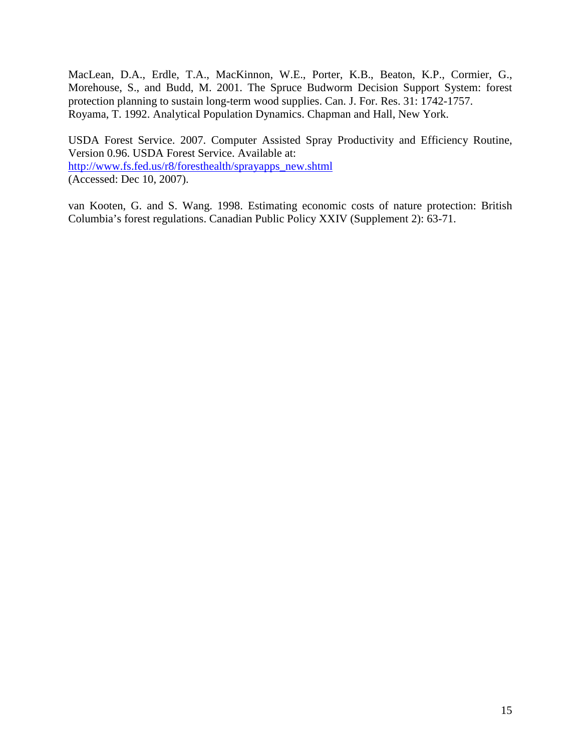MacLean, D.A., Erdle, T.A., MacKinnon, W.E., Porter, K.B., Beaton, K.P., Cormier, G., Morehouse, S., and Budd, M. 2001. The Spruce Budworm Decision Support System: forest protection planning to sustain long-term wood supplies. Can. J. For. Res. 31: 1742-1757.
Royama, T. 1992. Analytical Population Dynamics. Chapman and Hall, New York.

USDA Forest Service. 2007. Computer Assisted Spray Productivity and Efficiency Routine, Version 0.96. USDA Forest Service. Available at:
http://www.fs.fed.us/r8/foresthealth/sprayapps_new.shtml
(Accessed: Dec 10, 2007).

van Kooten, G. and S. Wang. 1998. Estimating economic costs of nature protection: British Columbia's forest regulations. Canadian Public Policy XXIV (Supplement 2): 63-71.